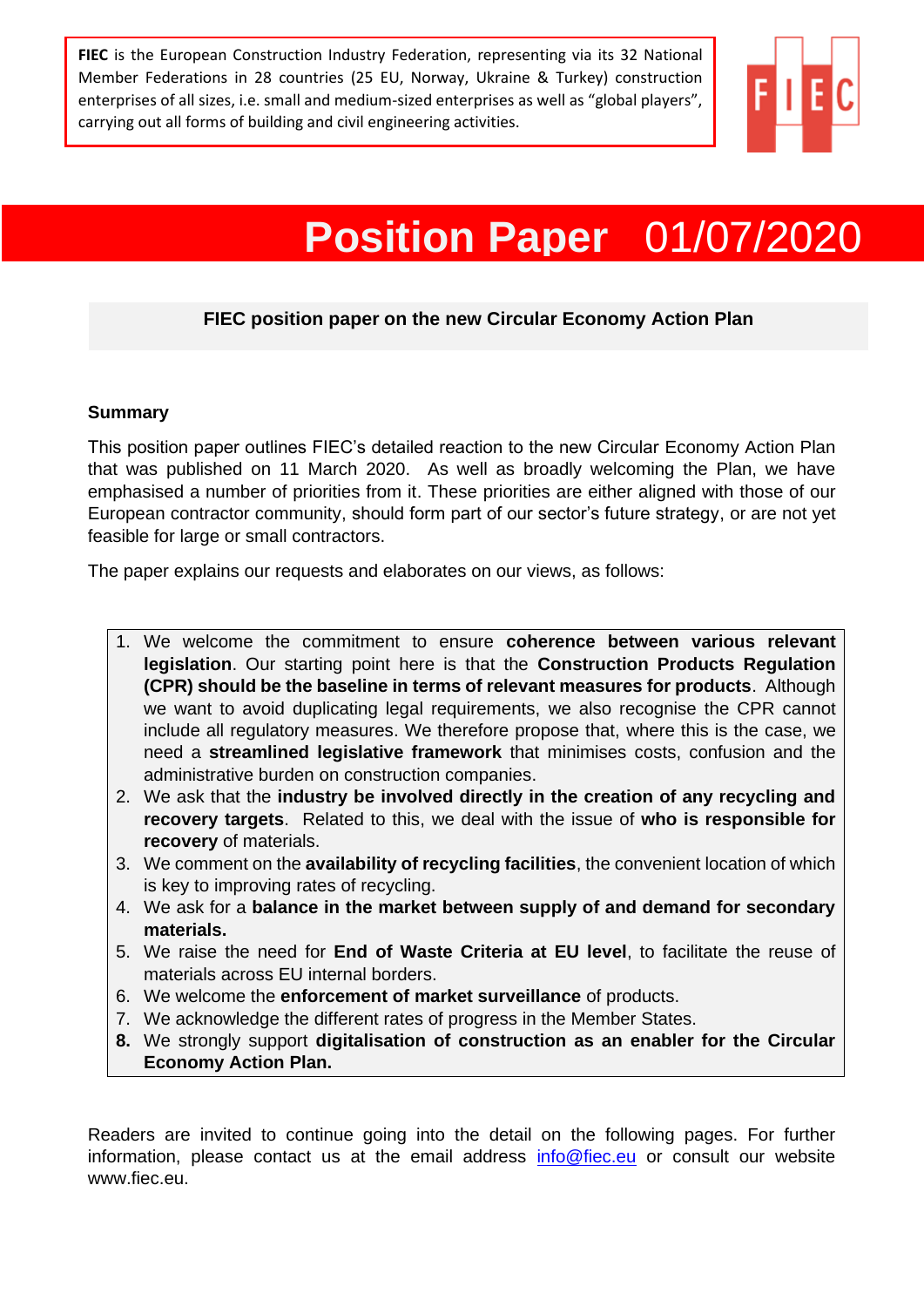**FIEC** is the European Construction Industry Federation, representing via its 32 National Member Federations in 28 countries (25 EU, Norway, Ukraine & Turkey) construction enterprises of all sizes, i.e. small and medium-sized enterprises as well as "global players", carrying out all forms of building and civil engineering activities.

# Position Paper 01/07/2020

## FIEC position paper on the new Circular Economy Action Plan

### Summary

This position paper outlines FIEC's detailed reaction to the new Circular Economy Action Plan that was published on 11 March 2020. As well as broadly welcoming the Plan, we have emphasised a number of priorities from it. These priorities are either aligned with those of our European contractor community, should form part of our sector's future strategy, or are not yet feasible for large or small contractors.

The paper explains our requests and elaborates on our views, as follows:

1. We welcome the commitment to ensure **coherence between various relevant legislation**. Our starting point here is that the **Construction Products Regulation (CPR) should be the baseline in terms of relevant measures for products**. Although we want to avoid duplicating legal requirements, we also recognise the CPR cannot include all regulatory measures. We therefore propose that, where this is the case, we need a **streamlined legislative framework** that minimises costs, confusion and the administrative burden on construction companies.
2. We ask that the **industry be involved directly in the creation of any recycling and recovery targets**. Related to this, we deal with the issue of **who is responsible for recovery** of materials.
3. We comment on the **availability of recycling facilities**, the convenient location of which is key to improving rates of recycling.
4. We ask for a **balance in the market between supply of and demand for secondary materials.**
5. We raise the need for **End of Waste Criteria at EU level**, to facilitate the reuse of materials across EU internal borders.
6. We welcome the **enforcement of market surveillance** of products.
7. We acknowledge the different rates of progress in the Member States.
8. We strongly support **digitalisation of construction as an enabler for the Circular Economy Action Plan.**

Readers are invited to continue going into the detail on the following pages. For further information, please contact us at the email address info@fiec.eu or consult our website www.fiec.eu.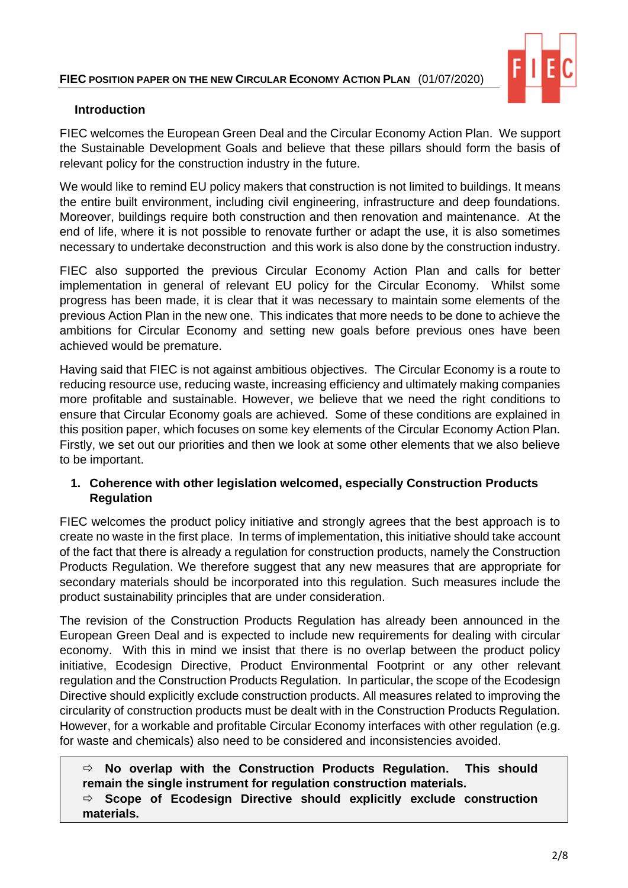## Introduction

FIEC welcomes the European Green Deal and the Circular Economy Action Plan. We support the Sustainable Development Goals and believe that these pillars should form the basis of relevant policy for the construction industry in the future.

We would like to remind EU policy makers that construction is not limited to buildings. It means the entire built environment, including civil engineering, infrastructure and deep foundations. Moreover, buildings require both construction and then renovation and maintenance. At the end of life, where it is not possible to renovate further or adapt the use, it is also sometimes necessary to undertake deconstruction and this work is also done by the construction industry.

FIEC also supported the previous Circular Economy Action Plan and calls for better implementation in general of relevant EU policy for the Circular Economy. Whilst some progress has been made, it is clear that it was necessary to maintain some elements of the previous Action Plan in the new one. This indicates that more needs to be done to achieve the ambitions for Circular Economy and setting new goals before previous ones have been achieved would be premature.

Having said that FIEC is not against ambitious objectives. The Circular Economy is a route to reducing resource use, reducing waste, increasing efficiency and ultimately making companies more profitable and sustainable. However, we believe that we need the right conditions to ensure that Circular Economy goals are achieved. Some of these conditions are explained in this position paper, which focuses on some key elements of the Circular Economy Action Plan. Firstly, we set out our priorities and then we look at some other elements that we also believe to be important.

## 1. Coherence with other legislation welcomed, especially Construction Products Regulation

FIEC welcomes the product policy initiative and strongly agrees that the best approach is to create no waste in the first place. In terms of implementation, this initiative should take account of the fact that there is already a regulation for construction products, namely the Construction Products Regulation. We therefore suggest that any new measures that are appropriate for secondary materials should be incorporated into this regulation. Such measures include the product sustainability principles that are under consideration.

The revision of the Construction Products Regulation has already been announced in the European Green Deal and is expected to include new requirements for dealing with circular economy. With this in mind we insist that there is no overlap between the product policy initiative, Ecodesign Directive, Product Environmental Footprint or any other relevant regulation and the Construction Products Regulation. In particular, the scope of the Ecodesign Directive should explicitly exclude construction products. All measures related to improving the circularity of construction products must be dealt with in the Construction Products Regulation. However, for a workable and profitable Circular Economy interfaces with other regulation (e.g. for waste and chemicals) also need to be considered and inconsistencies avoided.

> ⇨ **No overlap with the Construction Products Regulation. This should remain the single instrument for regulation construction materials.**
>
> ⇨ **Scope of Ecodesign Directive should explicitly exclude construction materials.**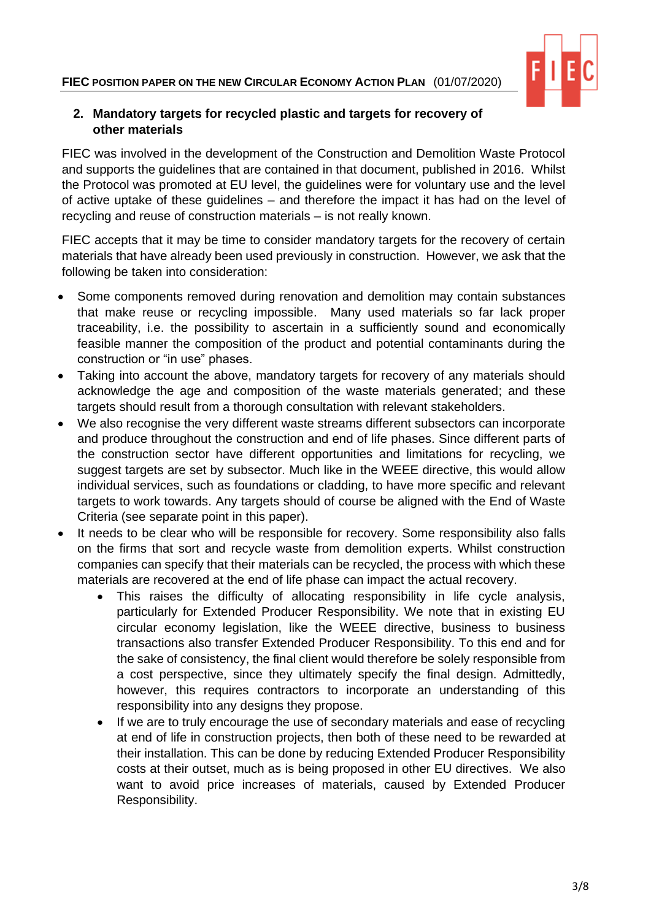## 2. Mandatory targets for recycled plastic and targets for recovery of other materials

FIEC was involved in the development of the Construction and Demolition Waste Protocol and supports the guidelines that are contained in that document, published in 2016. Whilst the Protocol was promoted at EU level, the guidelines were for voluntary use and the level of active uptake of these guidelines – and therefore the impact it has had on the level of recycling and reuse of construction materials – is not really known.

FIEC accepts that it may be time to consider mandatory targets for the recovery of certain materials that have already been used previously in construction. However, we ask that the following be taken into consideration:

- Some components removed during renovation and demolition may contain substances that make reuse or recycling impossible. Many used materials so far lack proper traceability, i.e. the possibility to ascertain in a sufficiently sound and economically feasible manner the composition of the product and potential contaminants during the construction or "in use" phases.
- Taking into account the above, mandatory targets for recovery of any materials should acknowledge the age and composition of the waste materials generated; and these targets should result from a thorough consultation with relevant stakeholders.
- We also recognise the very different waste streams different subsectors can incorporate and produce throughout the construction and end of life phases. Since different parts of the construction sector have different opportunities and limitations for recycling, we suggest targets are set by subsector. Much like in the WEEE directive, this would allow individual services, such as foundations or cladding, to have more specific and relevant targets to work towards. Any targets should of course be aligned with the End of Waste Criteria (see separate point in this paper).
- It needs to be clear who will be responsible for recovery. Some responsibility also falls on the firms that sort and recycle waste from demolition experts. Whilst construction companies can specify that their materials can be recycled, the process with which these materials are recovered at the end of life phase can impact the actual recovery.
    - This raises the difficulty of allocating responsibility in life cycle analysis, particularly for Extended Producer Responsibility. We note that in existing EU circular economy legislation, like the WEEE directive, business to business transactions also transfer Extended Producer Responsibility. To this end and for the sake of consistency, the final client would therefore be solely responsible from a cost perspective, since they ultimately specify the final design. Admittedly, however, this requires contractors to incorporate an understanding of this responsibility into any designs they propose.
    - If we are to truly encourage the use of secondary materials and ease of recycling at end of life in construction projects, then both of these need to be rewarded at their installation. This can be done by reducing Extended Producer Responsibility costs at their outset, much as is being proposed in other EU directives. We also want to avoid price increases of materials, caused by Extended Producer Responsibility.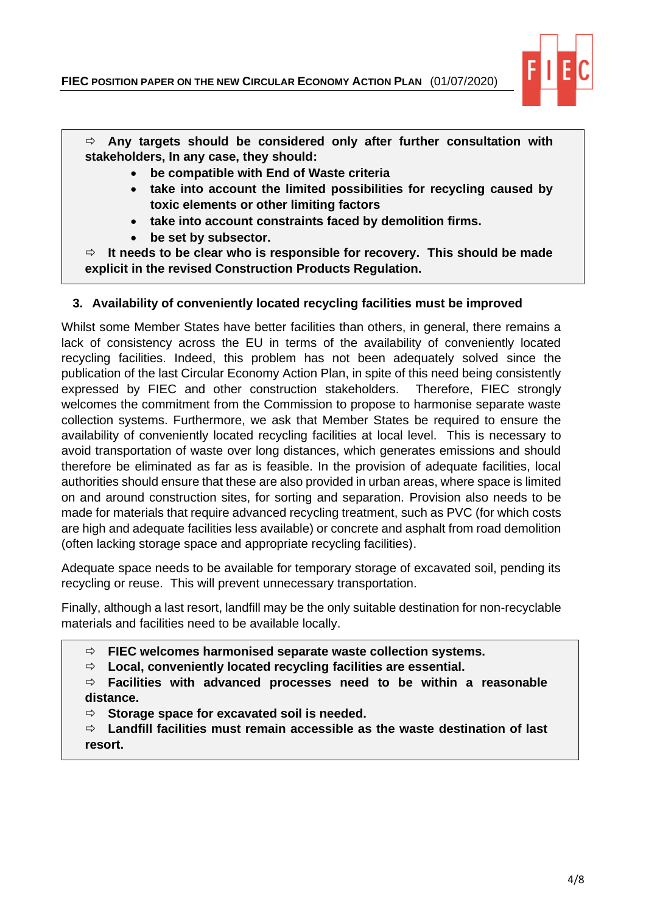> ⇨ **Any targets should be considered only after further consultation with stakeholders, In any case, they should:**
> - **be compatible with End of Waste criteria**
> - **take into account the limited possibilities for recycling caused by toxic elements or other limiting factors**
> - **take into account constraints faced by demolition firms.**
> - **be set by subsector.**
>
> ⇨ **It needs to be clear who is responsible for recovery. This should be made explicit in the revised Construction Products Regulation.**

### 3. Availability of conveniently located recycling facilities must be improved

Whilst some Member States have better facilities than others, in general, there remains a lack of consistency across the EU in terms of the availability of conveniently located recycling facilities. Indeed, this problem has not been adequately solved since the publication of the last Circular Economy Action Plan, in spite of this need being consistently expressed by FIEC and other construction stakeholders. Therefore, FIEC strongly welcomes the commitment from the Commission to propose to harmonise separate waste collection systems. Furthermore, we ask that Member States be required to ensure the availability of conveniently located recycling facilities at local level. This is necessary to avoid transportation of waste over long distances, which generates emissions and should therefore be eliminated as far as is feasible. In the provision of adequate facilities, local authorities should ensure that these are also provided in urban areas, where space is limited on and around construction sites, for sorting and separation. Provision also needs to be made for materials that require advanced recycling treatment, such as PVC (for which costs are high and adequate facilities less available) or concrete and asphalt from road demolition (often lacking storage space and appropriate recycling facilities).

Adequate space needs to be available for temporary storage of excavated soil, pending its recycling or reuse. This will prevent unnecessary transportation.

Finally, although a last resort, landfill may be the only suitable destination for non-recyclable materials and facilities need to be available locally.

> ⇨ **FIEC welcomes harmonised separate waste collection systems.**
>
> ⇨ **Local, conveniently located recycling facilities are essential.**
>
> ⇨ **Facilities with advanced processes need to be within a reasonable distance.**
>
> ⇨ **Storage space for excavated soil is needed.**
>
> ⇨ **Landfill facilities must remain accessible as the waste destination of last resort.**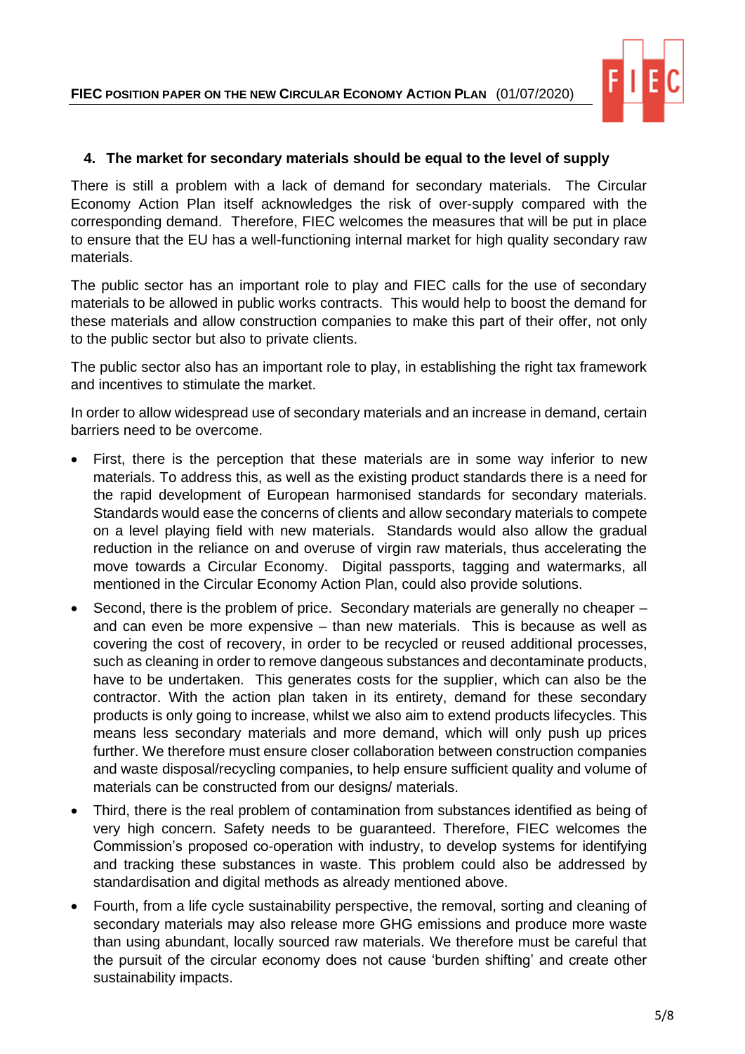## 4. The market for secondary materials should be equal to the level of supply

There is still a problem with a lack of demand for secondary materials. The Circular Economy Action Plan itself acknowledges the risk of over-supply compared with the corresponding demand. Therefore, FIEC welcomes the measures that will be put in place to ensure that the EU has a well-functioning internal market for high quality secondary raw materials.

The public sector has an important role to play and FIEC calls for the use of secondary materials to be allowed in public works contracts. This would help to boost the demand for these materials and allow construction companies to make this part of their offer, not only to the public sector but also to private clients.

The public sector also has an important role to play, in establishing the right tax framework and incentives to stimulate the market.

In order to allow widespread use of secondary materials and an increase in demand, certain barriers need to be overcome.

- First, there is the perception that these materials are in some way inferior to new materials. To address this, as well as the existing product standards there is a need for the rapid development of European harmonised standards for secondary materials. Standards would ease the concerns of clients and allow secondary materials to compete on a level playing field with new materials. Standards would also allow the gradual reduction in the reliance on and overuse of virgin raw materials, thus accelerating the move towards a Circular Economy. Digital passports, tagging and watermarks, all mentioned in the Circular Economy Action Plan, could also provide solutions.
- Second, there is the problem of price. Secondary materials are generally no cheaper – and can even be more expensive – than new materials. This is because as well as covering the cost of recovery, in order to be recycled or reused additional processes, such as cleaning in order to remove dangeous substances and decontaminate products, have to be undertaken. This generates costs for the supplier, which can also be the contractor. With the action plan taken in its entirety, demand for these secondary products is only going to increase, whilst we also aim to extend products lifecycles. This means less secondary materials and more demand, which will only push up prices further. We therefore must ensure closer collaboration between construction companies and waste disposal/recycling companies, to help ensure sufficient quality and volume of materials can be constructed from our designs/ materials.
- Third, there is the real problem of contamination from substances identified as being of very high concern. Safety needs to be guaranteed. Therefore, FIEC welcomes the Commission's proposed co-operation with industry, to develop systems for identifying and tracking these substances in waste. This problem could also be addressed by standardisation and digital methods as already mentioned above.
- Fourth, from a life cycle sustainability perspective, the removal, sorting and cleaning of secondary materials may also release more GHG emissions and produce more waste than using abundant, locally sourced raw materials. We therefore must be careful that the pursuit of the circular economy does not cause 'burden shifting' and create other sustainability impacts.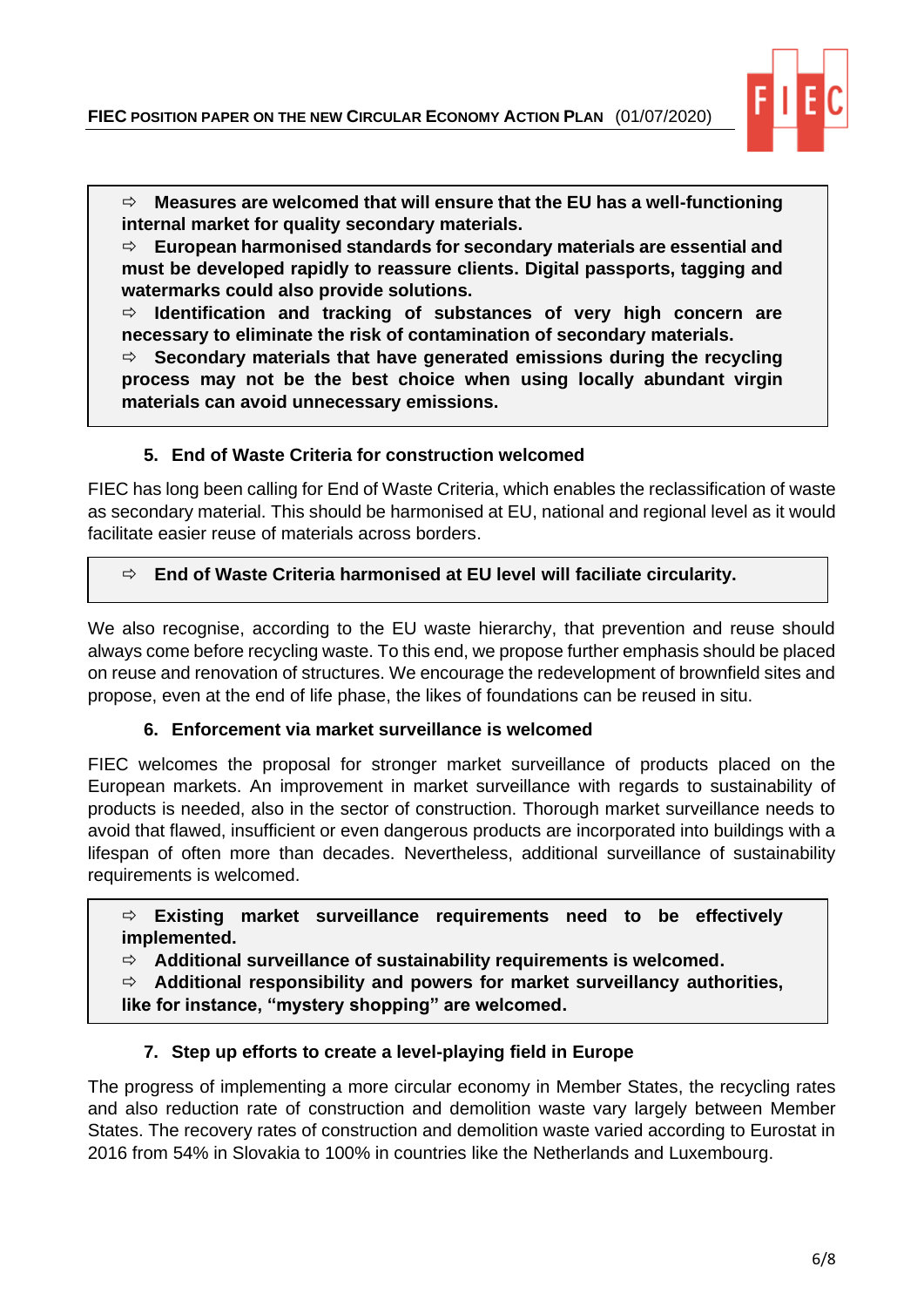> ⇨ **Measures are welcomed that will ensure that the EU has a well-functioning internal market for quality secondary materials.**
> ⇨ **European harmonised standards for secondary materials are essential and must be developed rapidly to reassure clients. Digital passports, tagging and watermarks could also provide solutions.**
> ⇨ **Identification and tracking of substances of very high concern are necessary to eliminate the risk of contamination of secondary materials.**
> ⇨ **Secondary materials that have generated emissions during the recycling process may not be the best choice when using locally abundant virgin materials can avoid unnecessary emissions.**

### 5. End of Waste Criteria for construction welcomed

FIEC has long been calling for End of Waste Criteria, which enables the reclassification of waste as secondary material. This should be harmonised at EU, national and regional level as it would facilitate easier reuse of materials across borders.

> ⇨ **End of Waste Criteria harmonised at EU level will faciliate circularity.**

We also recognise, according to the EU waste hierarchy, that prevention and reuse should always come before recycling waste. To this end, we propose further emphasis should be placed on reuse and renovation of structures. We encourage the redevelopment of brownfield sites and propose, even at the end of life phase, the likes of foundations can be reused in situ.

### 6. Enforcement via market surveillance is welcomed

FIEC welcomes the proposal for stronger market surveillance of products placed on the European markets. An improvement in market surveillance with regards to sustainability of products is needed, also in the sector of construction. Thorough market surveillance needs to avoid that flawed, insufficient or even dangerous products are incorporated into buildings with a lifespan of often more than decades. Nevertheless, additional surveillance of sustainability requirements is welcomed.

> ⇨ **Existing market surveillance requirements need to be effectively implemented.**
> ⇨ **Additional surveillance of sustainability requirements is welcomed.**
> ⇨ **Additional responsibility and powers for market surveillancy authorities, like for instance, "mystery shopping" are welcomed.**

### 7. Step up efforts to create a level-playing field in Europe

The progress of implementing a more circular economy in Member States, the recycling rates and also reduction rate of construction and demolition waste vary largely between Member States. The recovery rates of construction and demolition waste varied according to Eurostat in 2016 from 54% in Slovakia to 100% in countries like the Netherlands and Luxembourg.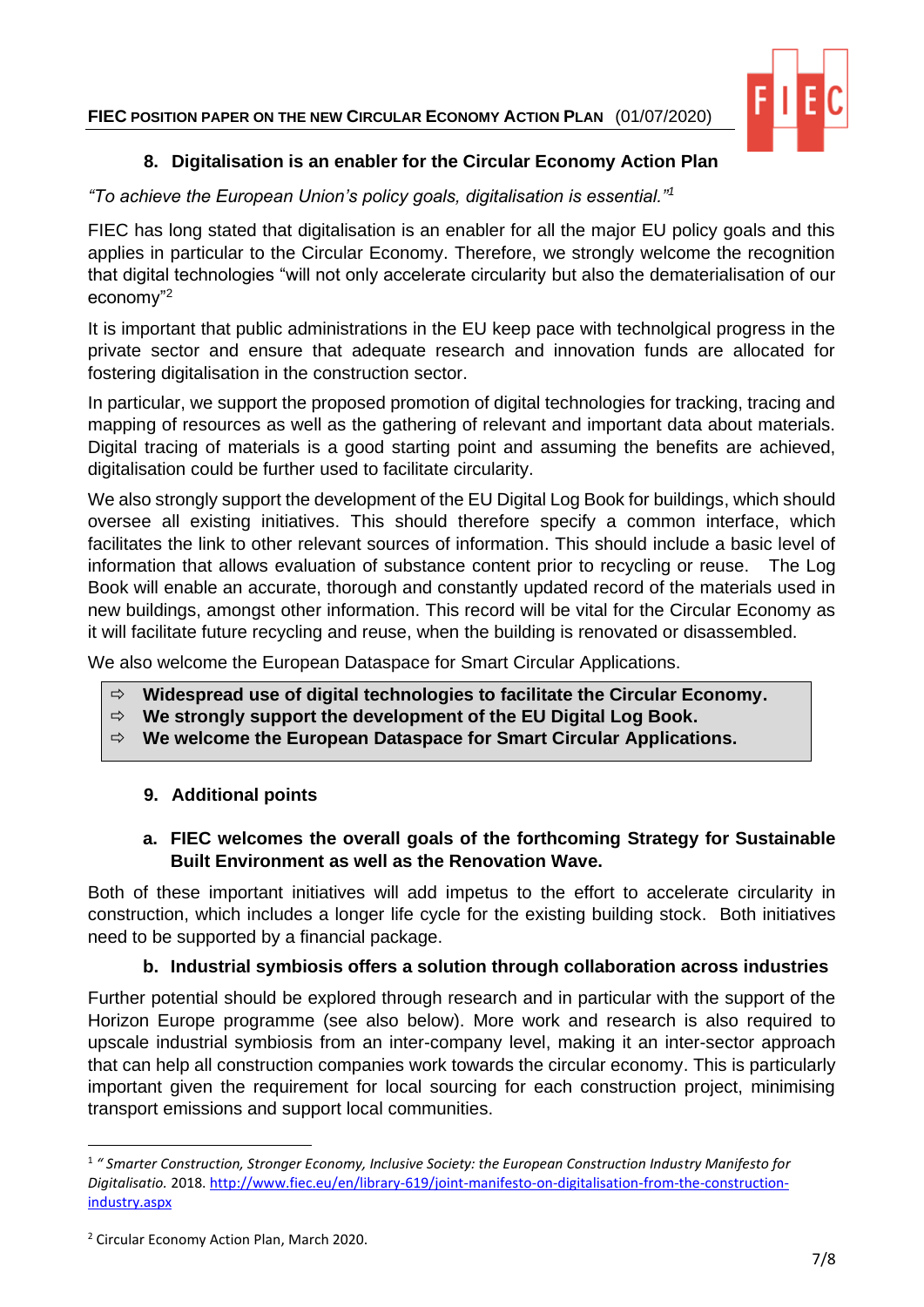## 8. Digitalisation is an enabler for the Circular Economy Action Plan

*"To achieve the European Union's policy goals, digitalisation is essential."*[1]

FIEC has long stated that digitalisation is an enabler for all the major EU policy goals and this applies in particular to the Circular Economy. Therefore, we strongly welcome the recognition that digital technologies "will not only accelerate circularity but also the dematerialisation of our economy"[2]

It is important that public administrations in the EU keep pace with technolgical progress in the private sector and ensure that adequate research and innovation funds are allocated for fostering digitalisation in the construction sector.

In particular, we support the proposed promotion of digital technologies for tracking, tracing and mapping of resources as well as the gathering of relevant and important data about materials. Digital tracing of materials is a good starting point and assuming the benefits are achieved, digitalisation could be further used to facilitate circularity.

We also strongly support the development of the EU Digital Log Book for buildings, which should oversee all existing initiatives. This should therefore specify a common interface, which facilitates the link to other relevant sources of information. This should include a basic level of information that allows evaluation of substance content prior to recycling or reuse. The Log Book will enable an accurate, thorough and constantly updated record of the materials used in new buildings, amongst other information. This record will be vital for the Circular Economy as it will facilitate future recycling and reuse, when the building is renovated or disassembled.

We also welcome the European Dataspace for Smart Circular Applications.

- ⇨ **Widespread use of digital technologies to facilitate the Circular Economy.**
- ⇨ **We strongly support the development of the EU Digital Log Book.**
- ⇨ **We welcome the European Dataspace for Smart Circular Applications.**

## 9. Additional points

### a. FIEC welcomes the overall goals of the forthcoming Strategy for Sustainable Built Environment as well as the Renovation Wave.

Both of these important initiatives will add impetus to the effort to accelerate circularity in construction, which includes a longer life cycle for the existing building stock. Both initiatives need to be supported by a financial package.

### b. Industrial symbiosis offers a solution through collaboration across industries

Further potential should be explored through research and in particular with the support of the Horizon Europe programme (see also below). More work and research is also required to upscale industrial symbiosis from an inter-company level, making it an inter-sector approach that can help all construction companies work towards the circular economy. This is particularly important given the requirement for local sourcing for each construction project, minimising transport emissions and support local communities.

---

[1] *" Smarter Construction, Stronger Economy, Inclusive Society: the European Construction Industry Manifesto for Digitalisatio.* 2018. [http://www.fiec.eu/en/library-619/joint-manifesto-on-digitalisation-from-the-construction-industry.aspx](http://www.fiec.eu/en/library-619/joint-manifesto-on-digitalisation-from-the-construction-industry.aspx)

[2] Circular Economy Action Plan, March 2020.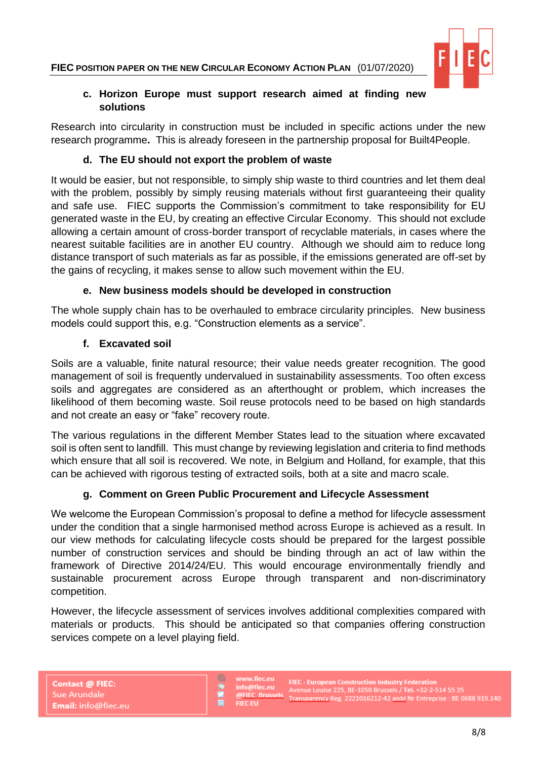### c. Horizon Europe must support research aimed at finding new solutions

Research into circularity in construction must be included in specific actions under the new research programme**.** This is already foreseen in the partnership proposal for Built4People.

### d. The EU should not export the problem of waste

It would be easier, but not responsible, to simply ship waste to third countries and let them deal with the problem, possibly by simply reusing materials without first guaranteeing their quality and safe use. FIEC supports the Commission's commitment to take responsibility for EU generated waste in the EU, by creating an effective Circular Economy. This should not exclude allowing a certain amount of cross-border transport of recyclable materials, in cases where the nearest suitable facilities are in another EU country. Although we should aim to reduce long distance transport of such materials as far as possible, if the emissions generated are off-set by the gains of recycling, it makes sense to allow such movement within the EU.

### e. New business models should be developed in construction

The whole supply chain has to be overhauled to embrace circularity principles. New business models could support this, e.g. "Construction elements as a service".

### f. Excavated soil

Soils are a valuable, finite natural resource; their value needs greater recognition. The good management of soil is frequently undervalued in sustainability assessments. Too often excess soils and aggregates are considered as an afterthought or problem, which increases the likelihood of them becoming waste. Soil reuse protocols need to be based on high standards and not create an easy or "fake" recovery route.

The various regulations in the different Member States lead to the situation where excavated soil is often sent to landfill. This must change by reviewing legislation and criteria to find methods which ensure that all soil is recovered. We note, in Belgium and Holland, for example, that this can be achieved with rigorous testing of extracted soils, both at a site and macro scale.

### g. Comment on Green Public Procurement and Lifecycle Assessment

We welcome the European Commission's proposal to define a method for lifecycle assessment under the condition that a single harmonised method across Europe is achieved as a result. In our view methods for calculating lifecycle costs should be prepared for the largest possible number of construction services and should be binding through an act of law within the framework of Directive 2014/24/EU. This would encourage environmentally friendly and sustainable procurement across Europe through transparent and non-discriminatory competition.

However, the lifecycle assessment of services involves additional complexities compared with materials or products. This should be anticipated so that companies offering construction services compete on a level playing field.